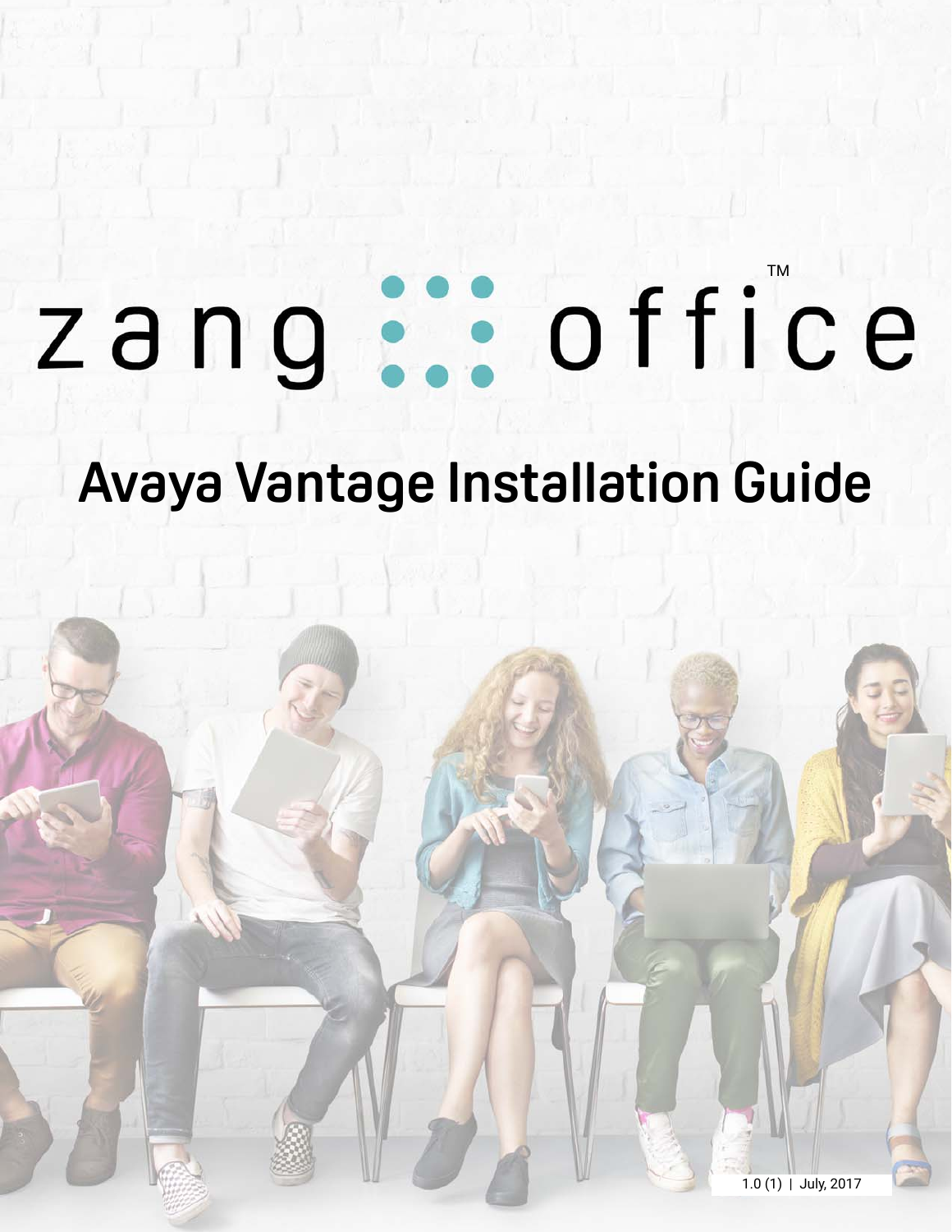# zang office™

# Avaya Vantage Installation Guide

1.0 (1) | July, 2017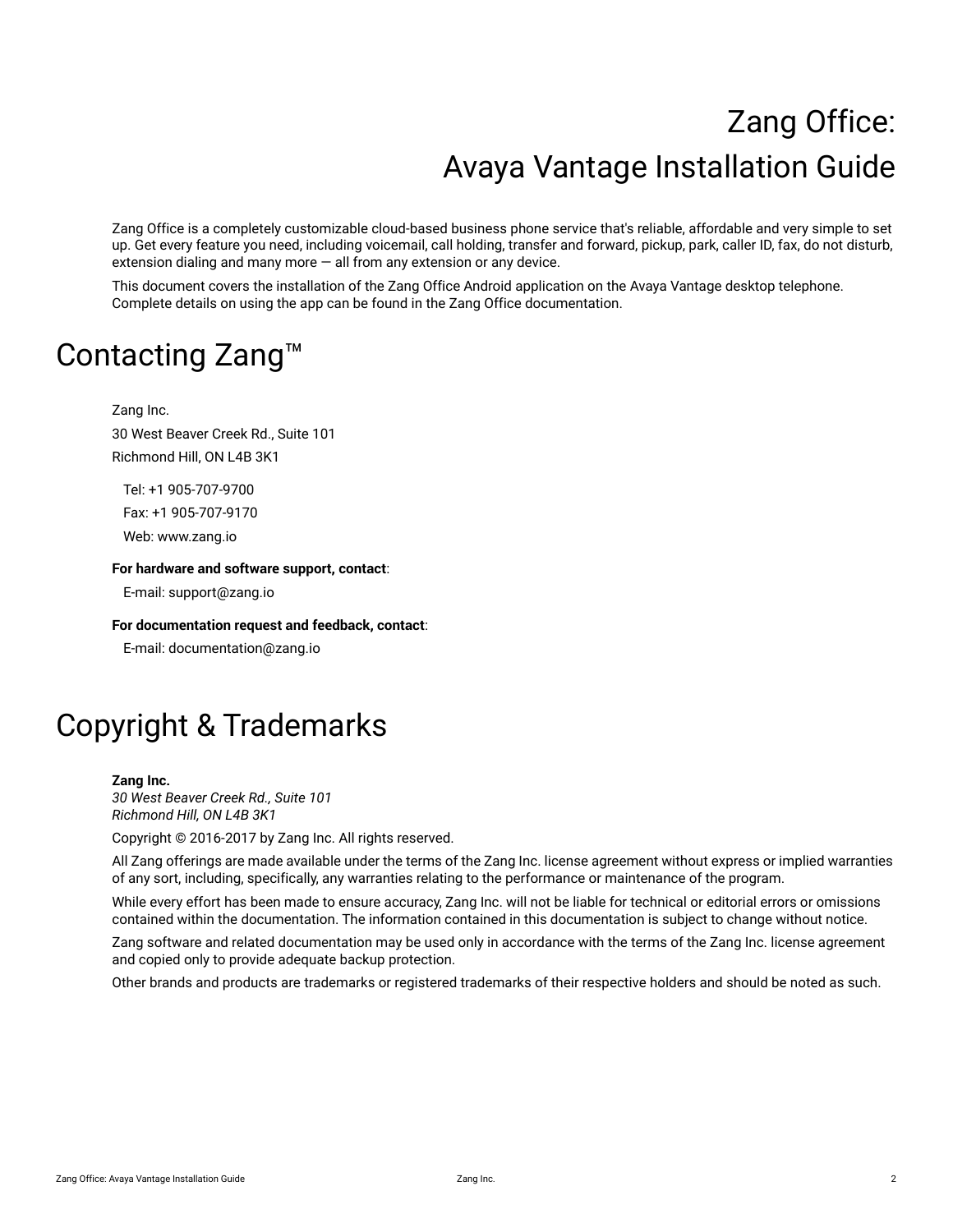# Zang Office: Avaya Vantage Installation Guide

Zang Office is a completely customizable cloud-based business phone service that's reliable, affordable and very simple to set up. Get every feature you need, including voicemail, call holding, transfer and forward, pickup, park, caller ID, fax, do not disturb, extension dialing and many more — all from any extension or any device.

This document covers the installation of the Zang Office Android application on the Avaya Vantage desktop telephone. Complete details on using the app can be found in the Zang Office documentation.

# Contacting Zang™

Zang Inc.

30 West Beaver Creek Rd., Suite 101

Richmond Hill, ON L4B 3K1

Tel: +1 905-707-9700

Fax: +1 905-707-9170

Web: www.zang.io

**For hardware and software support, contact**:

E-mail: support@zang.io

**For documentation request and feedback, contact**:

E-mail: documentation@zang.io

# Copyright & Trademarks

**Zang Inc.**
*30 West Beaver Creek Rd., Suite 101*
*Richmond Hill, ON L4B 3K1*

Copyright © 2016-2017 by Zang Inc. All rights reserved.

All Zang offerings are made available under the terms of the Zang Inc. license agreement without express or implied warranties of any sort, including, specifically, any warranties relating to the performance or maintenance of the program.

While every effort has been made to ensure accuracy, Zang Inc. will not be liable for technical or editorial errors or omissions contained within the documentation. The information contained in this documentation is subject to change without notice.

Zang software and related documentation may be used only in accordance with the terms of the Zang Inc. license agreement and copied only to provide adequate backup protection.

Other brands and products are trademarks or registered trademarks of their respective holders and should be noted as such.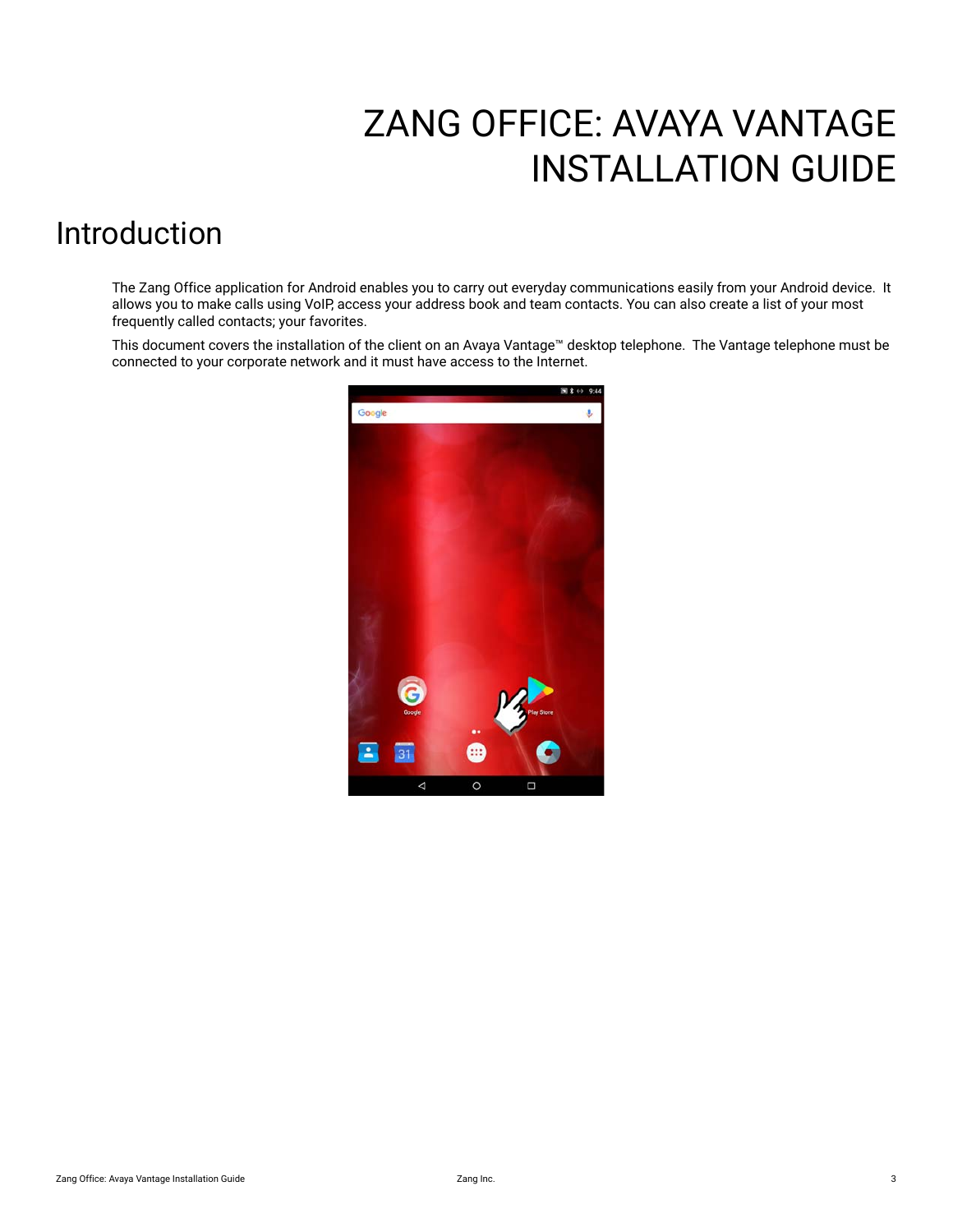# ZANG OFFICE: AVAYA VANTAGE INSTALLATION GUIDE

## Introduction

The Zang Office application for Android enables you to carry out everyday communications easily from your Android device. It allows you to make calls using VoIP, access your address book and team contacts. You can also create a list of your most frequently called contacts; your favorites.

This document covers the installation of the client on an Avaya Vantage™ desktop telephone. The Vantage telephone must be connected to your corporate network and it must have access to the Internet.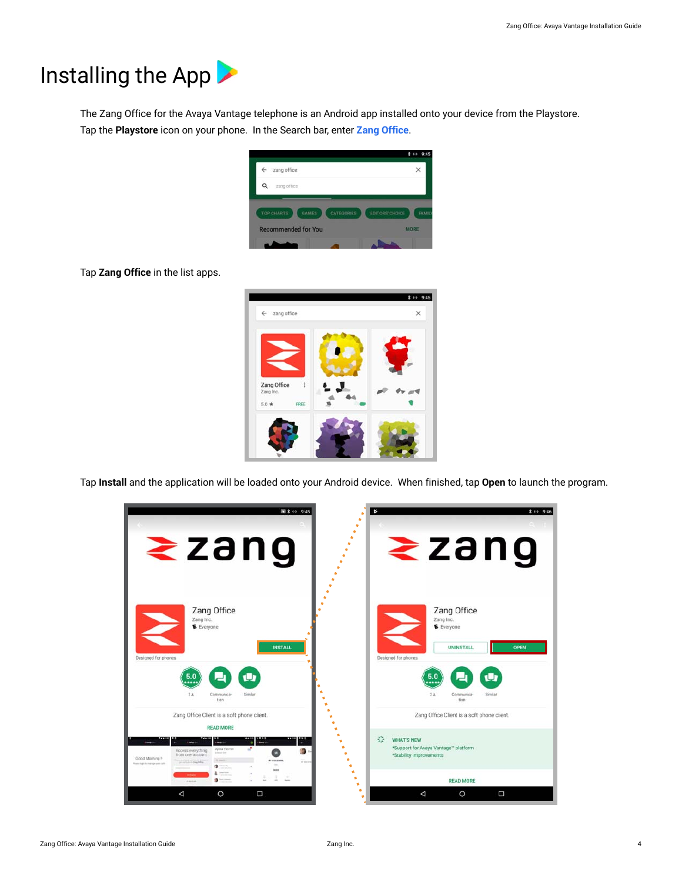# Installing the App

The Zang Office for the Avaya Vantage telephone is an Android app installed onto your device from the Playstore. Tap the **Playstore** icon on your phone. In the Search bar, enter **Zang Office**.

Tap **Zang Office** in the list apps.

Tap **Install** and the application will be loaded onto your Android device. When finished, tap **Open** to launch the program.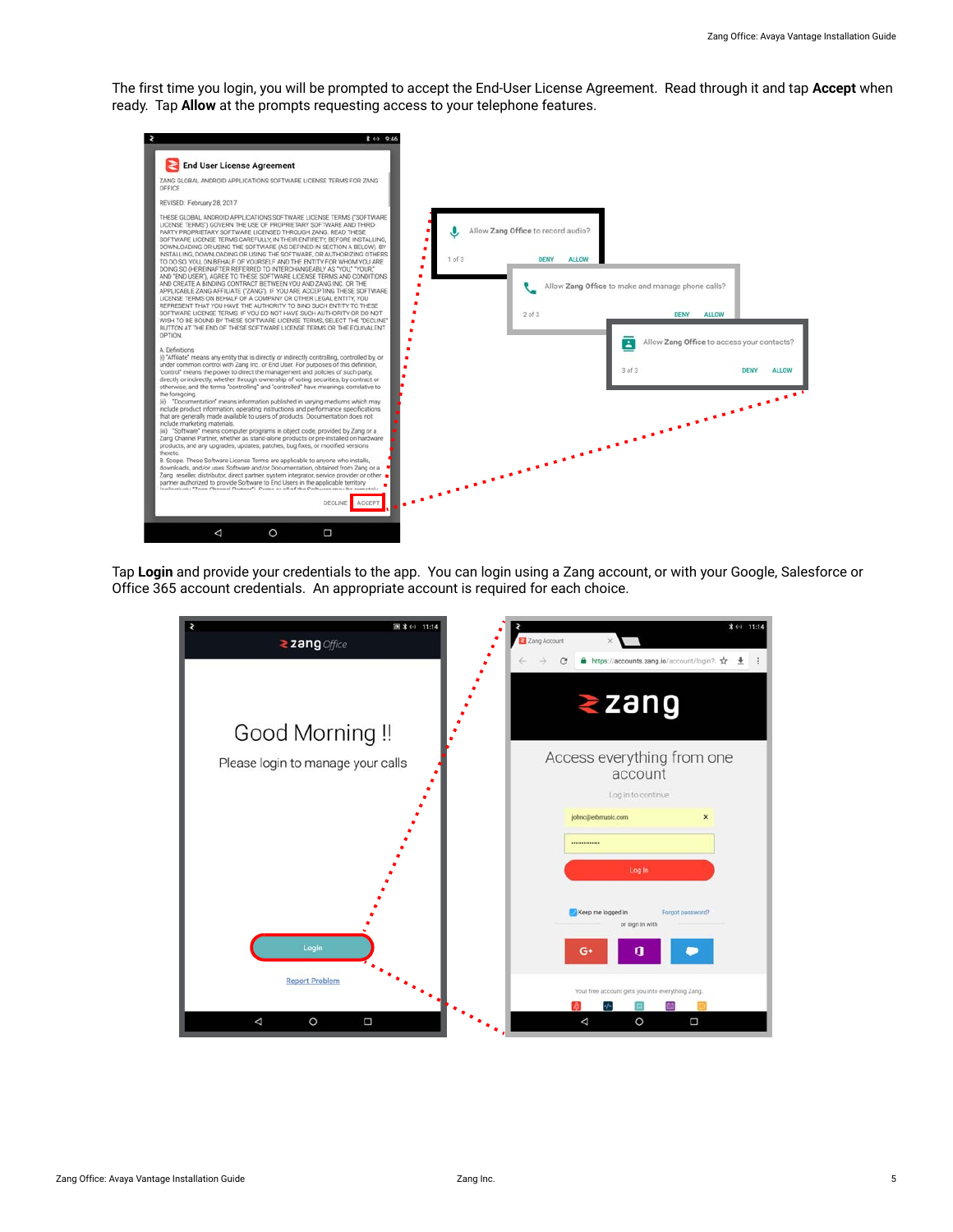The first time you login, you will be prompted to accept the End-User License Agreement. Read through it and tap **Accept** when ready. Tap **Allow** at the prompts requesting access to your telephone features.

Tap **Login** and provide your credentials to the app. You can login using a Zang account, or with your Google, Salesforce or Office 365 account credentials. An appropriate account is required for each choice.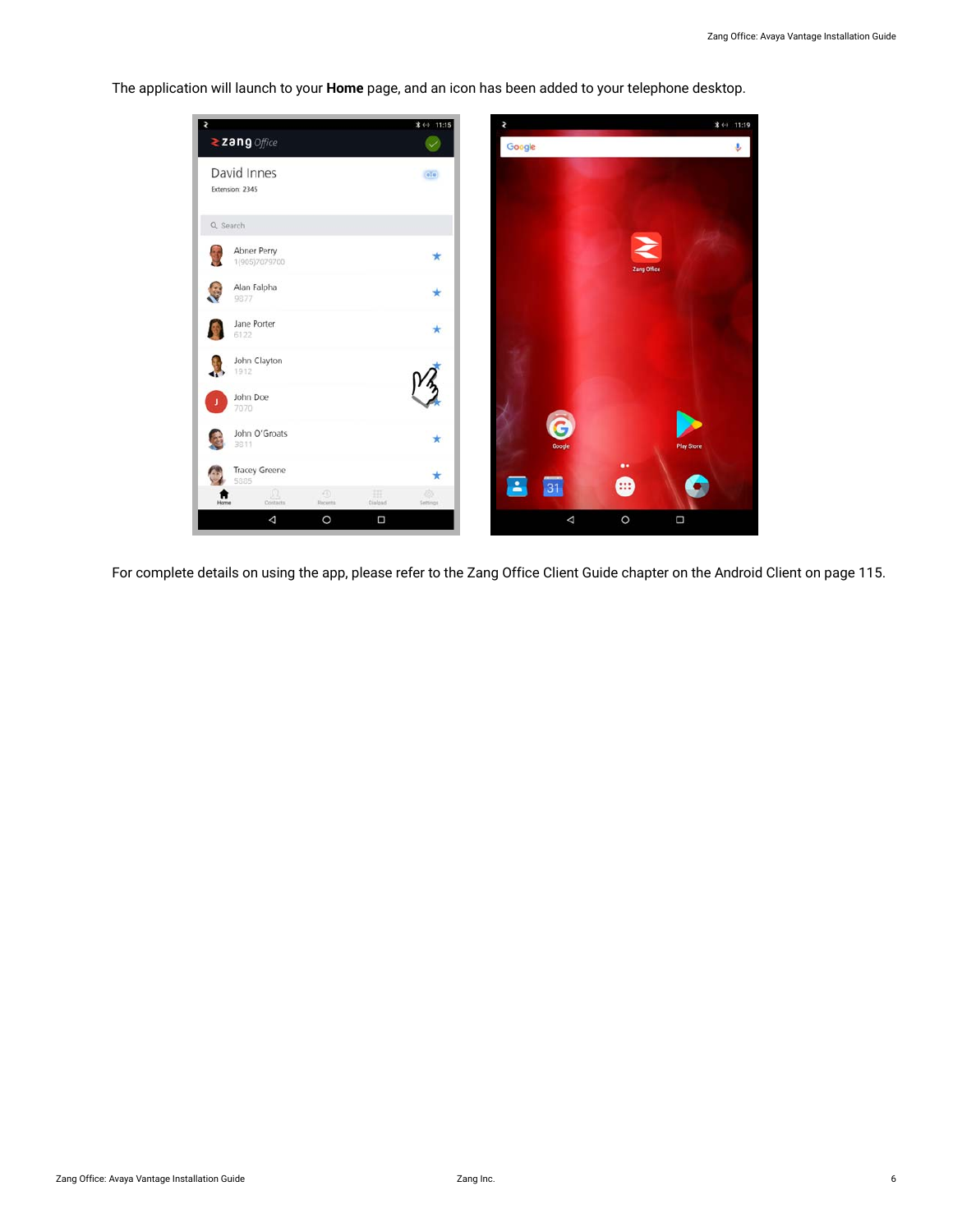The application will launch to your **Home** page, and an icon has been added to your telephone desktop.

For complete details on using the app, please refer to the Zang Office Client Guide chapter on the Android Client on page 115.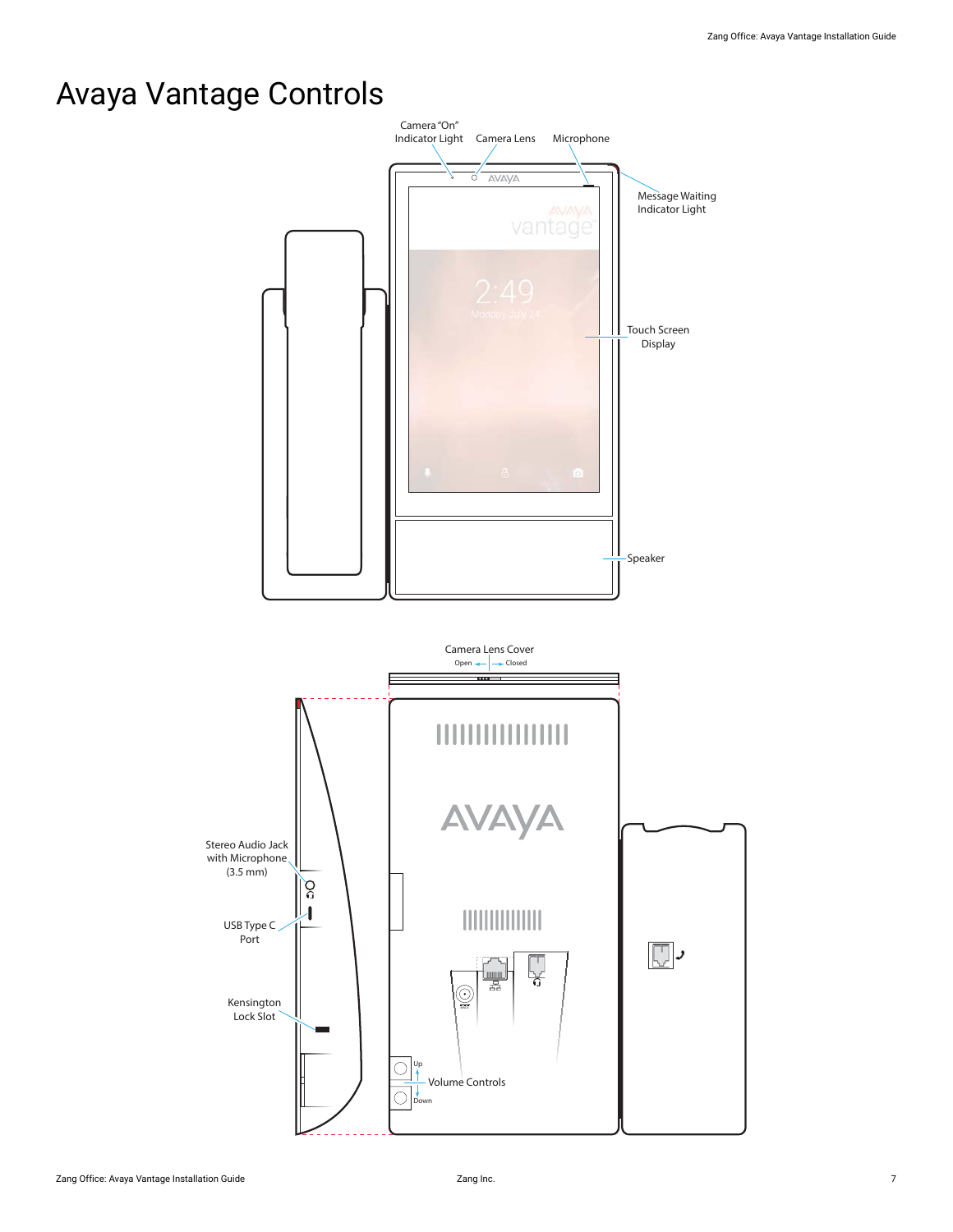# Avaya Vantage Controls

Camera "On" Indicator Light

Camera Lens

Microphone

Message Waiting Indicator Light

Touch Screen Display

Speaker

Camera Lens Cover

Open

Closed

Stereo Audio Jack with Microphone (3.5 mm)

USB Type C Port

Kensington Lock Slot

Up

Volume Controls

Down